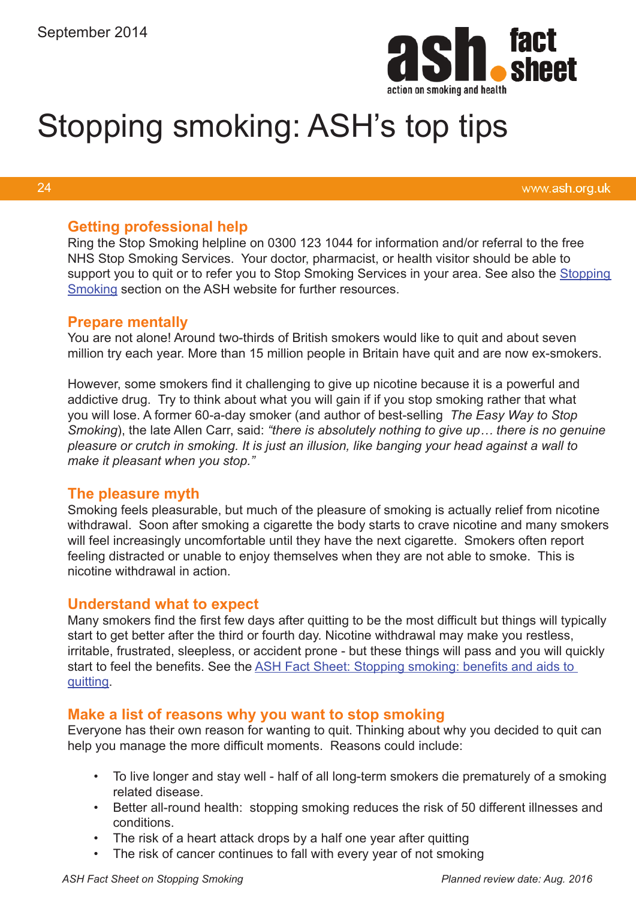September 2014

# Stopping smoking: ASH's top tips

24 www.ash.org.uk

## Getting professional help

Ring the Stop Smoking helpline on 0300 123 1044 for information and/or referral to the free NHS Stop Smoking Services. Your doctor, pharmacist, or health visitor should be able to support you to quit or to refer you to Stop Smoking Services in your area. See also the Stopping Smoking section on the ASH website for further resources.

## Prepare mentally

You are not alone! Around two-thirds of British smokers would like to quit and about seven million try each year. More than 15 million people in Britain have quit and are now ex-smokers.

However, some smokers find it challenging to give up nicotine because it is a powerful and addictive drug. Try to think about what you will gain if if you stop smoking rather that what you will lose. A former 60-a-day smoker (and author of best-selling *The Easy Way to Stop Smoking*), the late Allen Carr, said: *"there is absolutely nothing to give up… there is no genuine pleasure or crutch in smoking. It is just an illusion, like banging your head against a wall to make it pleasant when you stop."*

## The pleasure myth

Smoking feels pleasurable, but much of the pleasure of smoking is actually relief from nicotine withdrawal. Soon after smoking a cigarette the body starts to crave nicotine and many smokers will feel increasingly uncomfortable until they have the next cigarette. Smokers often report feeling distracted or unable to enjoy themselves when they are not able to smoke. This is nicotine withdrawal in action.

## Understand what to expect

Many smokers find the first few days after quitting to be the most difficult but things will typically start to get better after the third or fourth day. Nicotine withdrawal may make you restless, irritable, frustrated, sleepless, or accident prone - but these things will pass and you will quickly start to feel the benefits. See the ASH Fact Sheet: Stopping smoking: benefits and aids to quitting.

## Make a list of reasons why you want to stop smoking

Everyone has their own reason for wanting to quit. Thinking about why you decided to quit can help you manage the more difficult moments. Reasons could include:

- To live longer and stay well - half of all long-term smokers die prematurely of a smoking related disease.
- Better all-round health: stopping smoking reduces the risk of 50 different illnesses and conditions.
- The risk of a heart attack drops by a half one year after quitting
- The risk of cancer continues to fall with every year of not smoking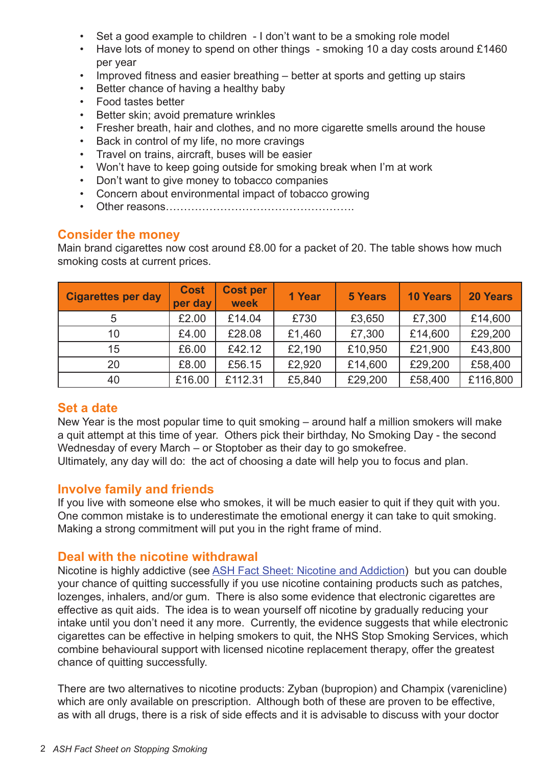- Set a good example to children - I don't want to be a smoking role model
- Have lots of money to spend on other things - smoking 10 a day costs around £1460 per year
- Improved fitness and easier breathing – better at sports and getting up stairs
- Better chance of having a healthy baby
- Food tastes better
- Better skin; avoid premature wrinkles
- Fresher breath, hair and clothes, and no more cigarette smells around the house
- Back in control of my life, no more cravings
- Travel on trains, aircraft, buses will be easier
- Won't have to keep going outside for smoking break when I'm at work
- Don't want to give money to tobacco companies
- Concern about environmental impact of tobacco growing
- Other reasons…………………………………………….

## Consider the money

Main brand cigarettes now cost around £8.00 for a packet of 20. The table shows how much smoking costs at current prices.

| Cigarettes per day | Cost per day | Cost per week | 1 Year | 5 Years | 10 Years | 20 Years |
|---|---|---|---|---|---|---|
| 5 | £2.00 | £14.04 | £730 | £3,650 | £7,300 | £14,600 |
| 10 | £4.00 | £28.08 | £1,460 | £7,300 | £14,600 | £29,200 |
| 15 | £6.00 | £42.12 | £2,190 | £10,950 | £21,900 | £43,800 |
| 20 | £8.00 | £56.15 | £2,920 | £14,600 | £29,200 | £58,400 |
| 40 | £16.00 | £112.31 | £5,840 | £29,200 | £58,400 | £116,800 |

## Set a date

New Year is the most popular time to quit smoking – around half a million smokers will make a quit attempt at this time of year. Others pick their birthday, No Smoking Day - the second Wednesday of every March – or Stoptober as their day to go smokefree.
Ultimately, any day will do: the act of choosing a date will help you to focus and plan.

## Involve family and friends

If you live with someone else who smokes, it will be much easier to quit if they quit with you. One common mistake is to underestimate the emotional energy it can take to quit smoking. Making a strong commitment will put you in the right frame of mind.

## Deal with the nicotine withdrawal

Nicotine is highly addictive (see ASH Fact Sheet: Nicotine and Addiction) but you can double your chance of quitting successfully if you use nicotine containing products such as patches, lozenges, inhalers, and/or gum. There is also some evidence that electronic cigarettes are effective as quit aids. The idea is to wean yourself off nicotine by gradually reducing your intake until you don't need it any more. Currently, the evidence suggests that while electronic cigarettes can be effective in helping smokers to quit, the NHS Stop Smoking Services, which combine behavioural support with licensed nicotine replacement therapy, offer the greatest chance of quitting successfully.

There are two alternatives to nicotine products: Zyban (bupropion) and Champix (varenicline) which are only available on prescription. Although both of these are proven to be effective, as with all drugs, there is a risk of side effects and it is advisable to discuss with your doctor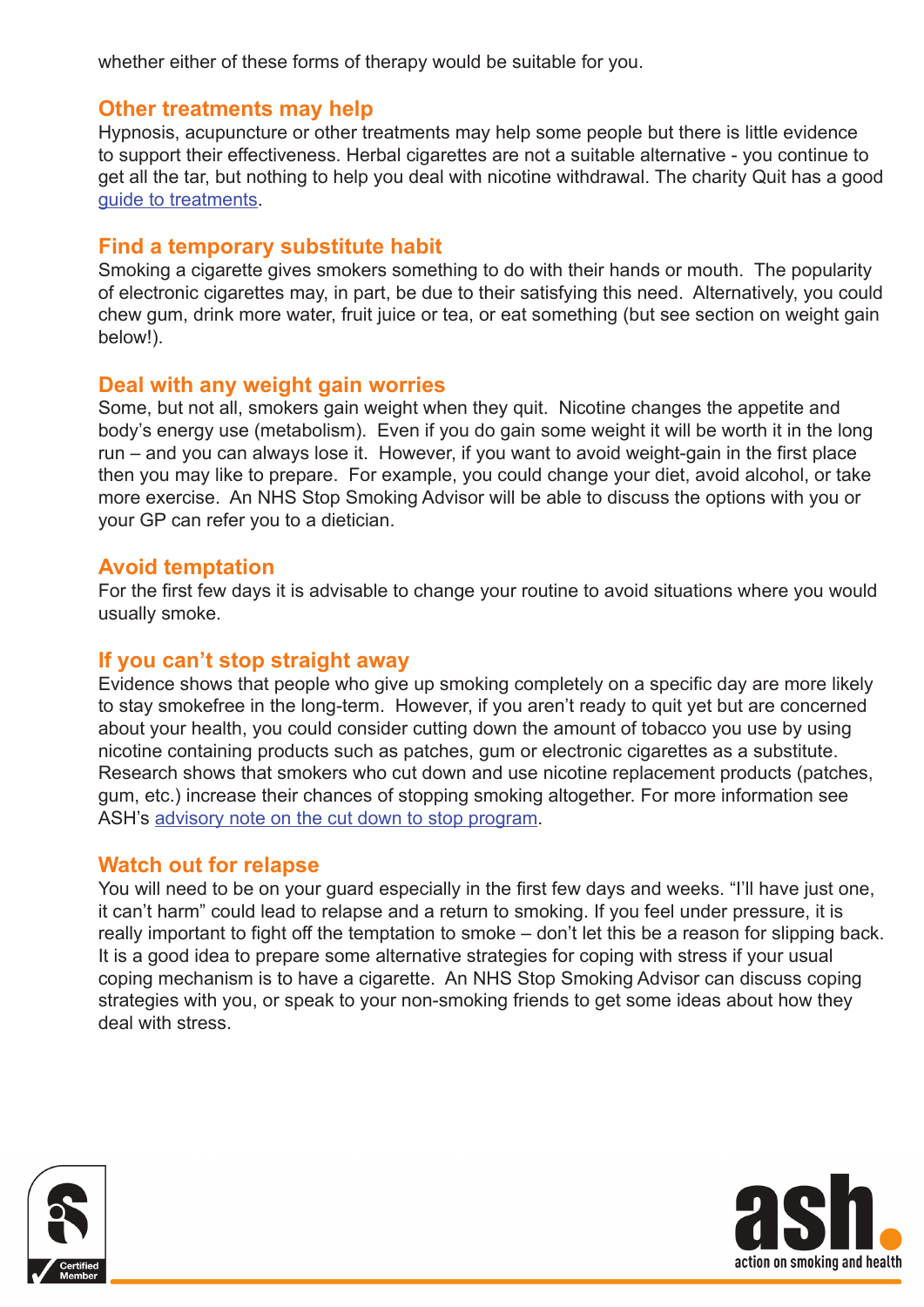whether either of these forms of therapy would be suitable for you.

## Other treatments may help

Hypnosis, acupuncture or other treatments may help some people but there is little evidence to support their effectiveness. Herbal cigarettes are not a suitable alternative - you continue to get all the tar, but nothing to help you deal with nicotine withdrawal. The charity Quit has a good guide to treatments.

## Find a temporary substitute habit

Smoking a cigarette gives smokers something to do with their hands or mouth. The popularity of electronic cigarettes may, in part, be due to their satisfying this need. Alternatively, you could chew gum, drink more water, fruit juice or tea, or eat something (but see section on weight gain below!).

## Deal with any weight gain worries

Some, but not all, smokers gain weight when they quit. Nicotine changes the appetite and body's energy use (metabolism). Even if you do gain some weight it will be worth it in the long run – and you can always lose it. However, if you want to avoid weight-gain in the first place then you may like to prepare. For example, you could change your diet, avoid alcohol, or take more exercise. An NHS Stop Smoking Advisor will be able to discuss the options with you or your GP can refer you to a dietician.

## Avoid temptation

For the first few days it is advisable to change your routine to avoid situations where you would usually smoke.

## If you can't stop straight away

Evidence shows that people who give up smoking completely on a specific day are more likely to stay smokefree in the long-term. However, if you aren't ready to quit yet but are concerned about your health, you could consider cutting down the amount of tobacco you use by using nicotine containing products such as patches, gum or electronic cigarettes as a substitute. Research shows that smokers who cut down and use nicotine replacement products (patches, gum, etc.) increase their chances of stopping smoking altogether. For more information see ASH's advisory note on the cut down to stop program.

## Watch out for relapse

You will need to be on your guard especially in the first few days and weeks. "I'll have just one, it can't harm" could lead to relapse and a return to smoking. If you feel under pressure, it is really important to fight off the temptation to smoke – don't let this be a reason for slipping back. It is a good idea to prepare some alternative strategies for coping with stress if your usual coping mechanism is to have a cigarette. An NHS Stop Smoking Advisor can discuss coping strategies with you, or speak to your non-smoking friends to get some ideas about how they deal with stress.

Certified Member

ash. action on smoking and health